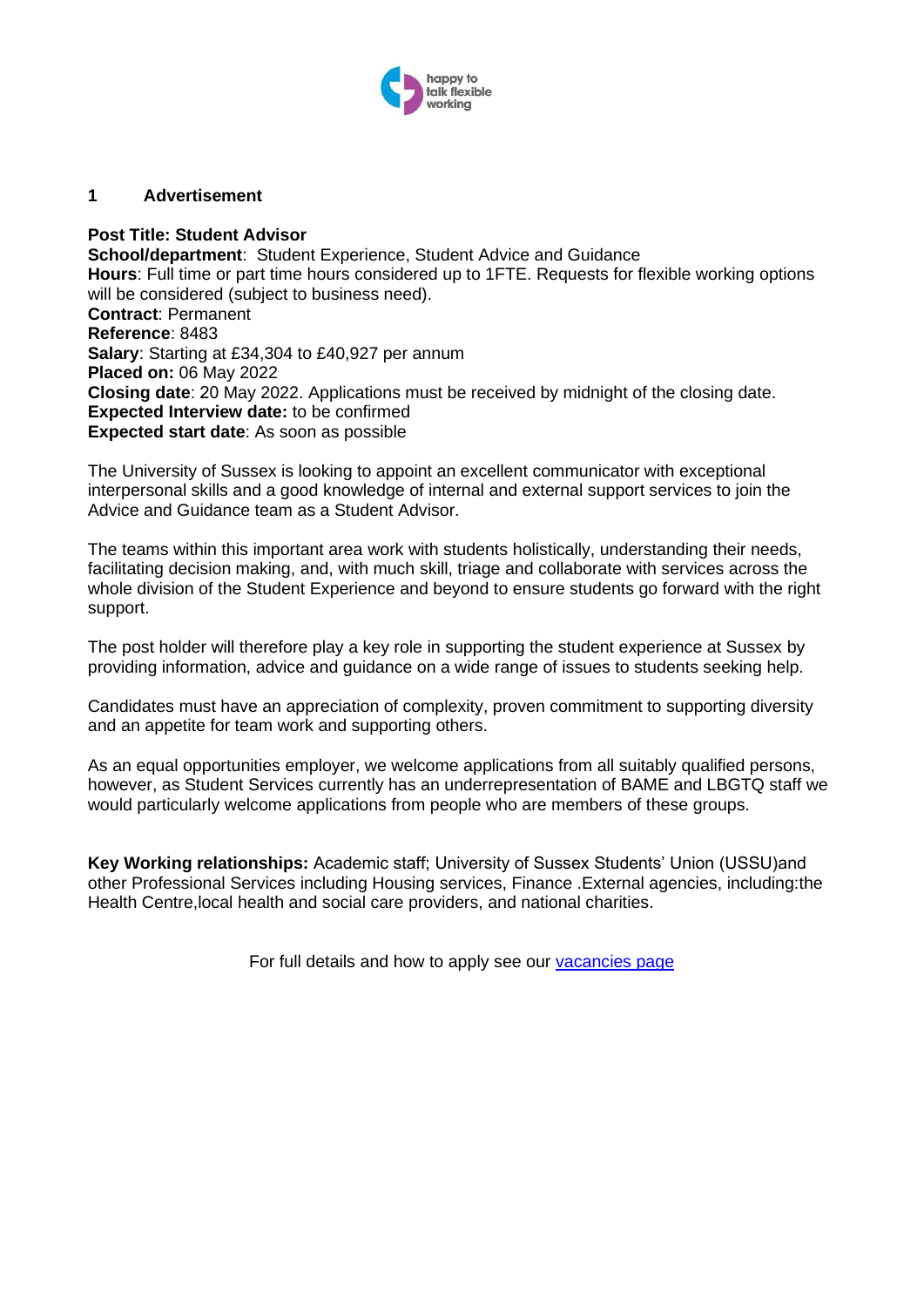happy to talk flexible working

## 1 Advertisement

**Post Title: Student Advisor**
**School/department**: Student Experience, Student Advice and Guidance
**Hours**: Full time or part time hours considered up to 1FTE. Requests for flexible working options will be considered (subject to business need).
**Contract**: Permanent
**Reference**: 8483
**Salary**: Starting at £34,304 to £40,927 per annum
**Placed on:** 06 May 2022
**Closing date**: 20 May 2022. Applications must be received by midnight of the closing date.
**Expected Interview date:** to be confirmed
**Expected start date**: As soon as possible

The University of Sussex is looking to appoint an excellent communicator with exceptional interpersonal skills and a good knowledge of internal and external support services to join the Advice and Guidance team as a Student Advisor.

The teams within this important area work with students holistically, understanding their needs, facilitating decision making, and, with much skill, triage and collaborate with services across the whole division of the Student Experience and beyond to ensure students go forward with the right support.

The post holder will therefore play a key role in supporting the student experience at Sussex by providing information, advice and guidance on a wide range of issues to students seeking help.

Candidates must have an appreciation of complexity, proven commitment to supporting diversity and an appetite for team work and supporting others.

As an equal opportunities employer, we welcome applications from all suitably qualified persons, however, as Student Services currently has an underrepresentation of BAME and LBGTQ staff we would particularly welcome applications from people who are members of these groups.

**Key Working relationships:** Academic staff; University of Sussex Students' Union (USSU)and other Professional Services including Housing services, Finance .External agencies, including:the Health Centre,local health and social care providers, and national charities.

For full details and how to apply see our [vacancies page]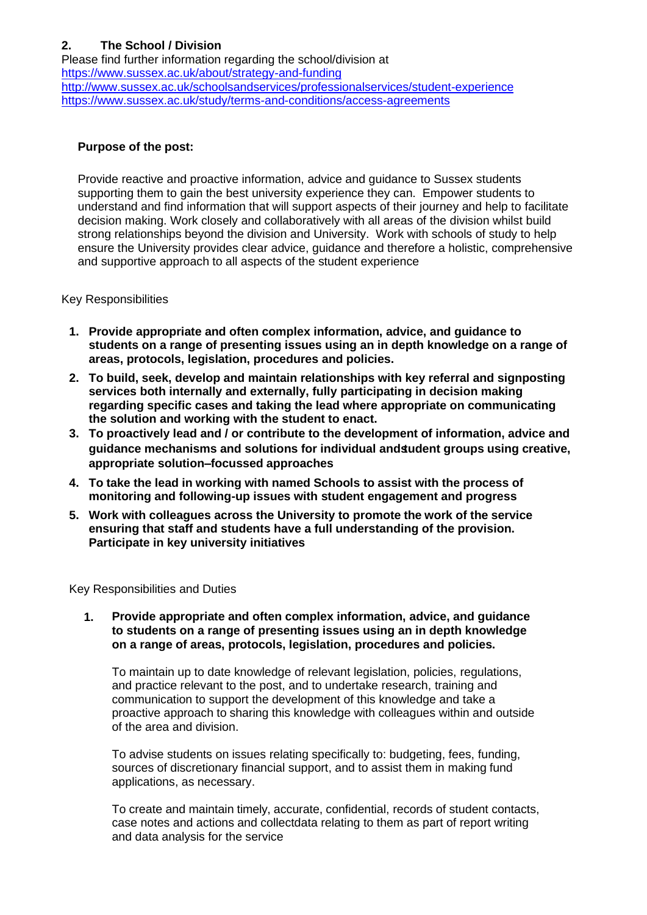## 2. The School / Division

Please find further information regarding the school/division at
https://www.sussex.ac.uk/about/strategy-and-funding
http://www.sussex.ac.uk/schoolsandservices/professionalservices/student-experience
https://www.sussex.ac.uk/study/terms-and-conditions/access-agreements

**Purpose of the post:**

Provide reactive and proactive information, advice and guidance to Sussex students supporting them to gain the best university experience they can. Empower students to understand and find information that will support aspects of their journey and help to facilitate decision making. Work closely and collaboratively with all areas of the division whilst build strong relationships beyond the division and University. Work with schools of study to help ensure the University provides clear advice, guidance and therefore a holistic, comprehensive and supportive approach to all aspects of the student experience

Key Responsibilities

1. **Provide appropriate and often complex information, advice, and guidance to students on a range of presenting issues using an in depth knowledge on a range of areas, protocols, legislation, procedures and policies.**
2. **To build, seek, develop and maintain relationships with key referral and signposting services both internally and externally, fully participating in decision making regarding specific cases and taking the lead where appropriate on communicating the solution and working with the student to enact.**
3. **To proactively lead and / or contribute to the development of information, advice and guidance mechanisms and solutions for individual and student groups using creative, appropriate solution–focussed approaches**
4. **To take the lead in working with named Schools to assist with the process of monitoring and following-up issues with student engagement and progress**
5. **Work with colleagues across the University to promote the work of the service ensuring that staff and students have a full understanding of the provision. Participate in key university initiatives**

Key Responsibilities and Duties

1. **Provide appropriate and often complex information, advice, and guidance to students on a range of presenting issues using an in depth knowledge on a range of areas, protocols, legislation, procedures and policies.**

   To maintain up to date knowledge of relevant legislation, policies, regulations, and practice relevant to the post, and to undertake research, training and communication to support the development of this knowledge and take a proactive approach to sharing this knowledge with colleagues within and outside of the area and division.

   To advise students on issues relating specifically to: budgeting, fees, funding, sources of discretionary financial support, and to assist them in making fund applications, as necessary.

   To create and maintain timely, accurate, confidential, records of student contacts, case notes and actions and collectdata relating to them as part of report writing and data analysis for the service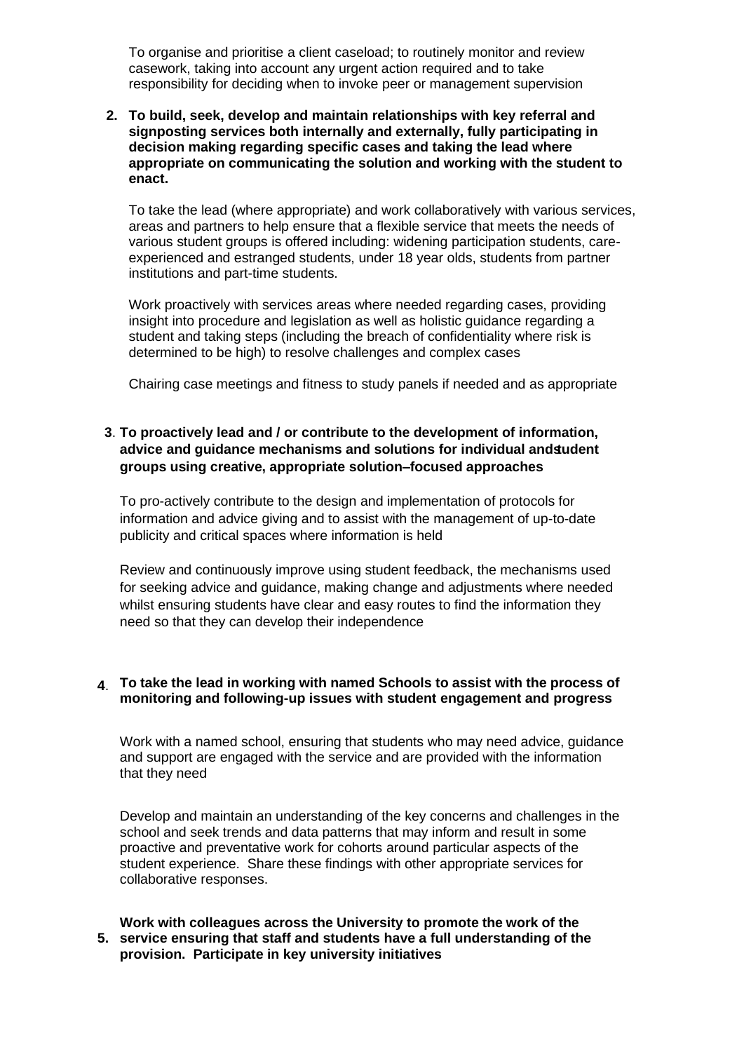To organise and prioritise a client caseload; to routinely monitor and review casework, taking into account any urgent action required and to take responsibility for deciding when to invoke peer or management supervision

2. **To build, seek, develop and maintain relationships with key referral and signposting services both internally and externally, fully participating in decision making regarding specific cases and taking the lead where appropriate on communicating the solution and working with the student to enact.**

   To take the lead (where appropriate) and work collaboratively with various services, areas and partners to help ensure that a flexible service that meets the needs of various student groups is offered including: widening participation students, care-experienced and estranged students, under 18 year olds, students from partner institutions and part-time students.

   Work proactively with services areas where needed regarding cases, providing insight into procedure and legislation as well as holistic guidance regarding a student and taking steps (including the breach of confidentiality where risk is determined to be high) to resolve challenges and complex cases

   Chairing case meetings and fitness to study panels if needed and as appropriate

3. **To proactively lead and / or contribute to the development of information, advice and guidance mechanisms and solutions for individual and student groups using creative, appropriate solution–focused approaches**

   To pro-actively contribute to the design and implementation of protocols for information and advice giving and to assist with the management of up-to-date publicity and critical spaces where information is held

   Review and continuously improve using student feedback, the mechanisms used for seeking advice and guidance, making change and adjustments where needed whilst ensuring students have clear and easy routes to find the information they need so that they can develop their independence

4. **To take the lead in working with named Schools to assist with the process of monitoring and following-up issues with student engagement and progress**

   Work with a named school, ensuring that students who may need advice, guidance and support are engaged with the service and are provided with the information that they need

   Develop and maintain an understanding of the key concerns and challenges in the school and seek trends and data patterns that may inform and result in some proactive and preventative work for cohorts around particular aspects of the student experience. Share these findings with other appropriate services for collaborative responses.

5. **Work with colleagues across the University to promote the work of the service ensuring that staff and students have a full understanding of the provision. Participate in key university initiatives**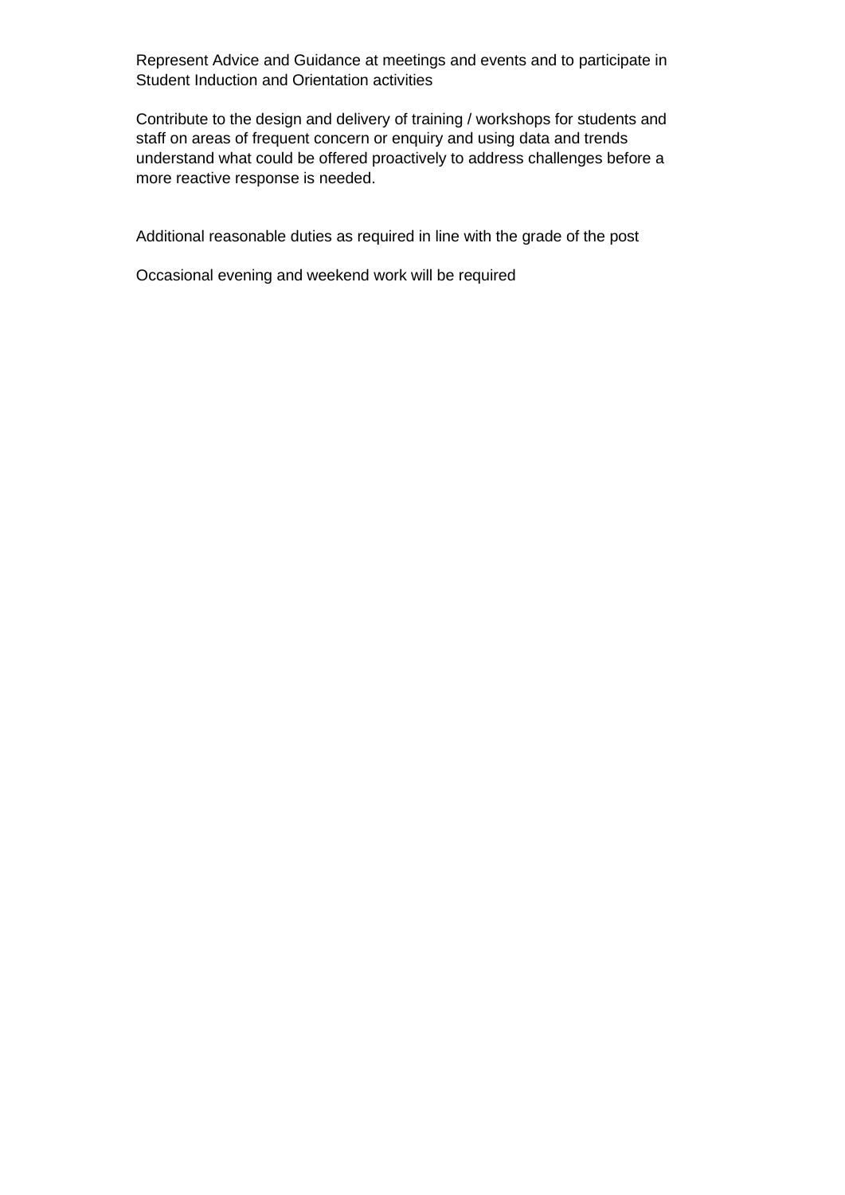Represent Advice and Guidance at meetings and events and to participate in Student Induction and Orientation activities

Contribute to the design and delivery of training / workshops for students and staff on areas of frequent concern or enquiry and using data and trends understand what could be offered proactively to address challenges before a more reactive response is needed.

Additional reasonable duties as required in line with the grade of the post

Occasional evening and weekend work will be required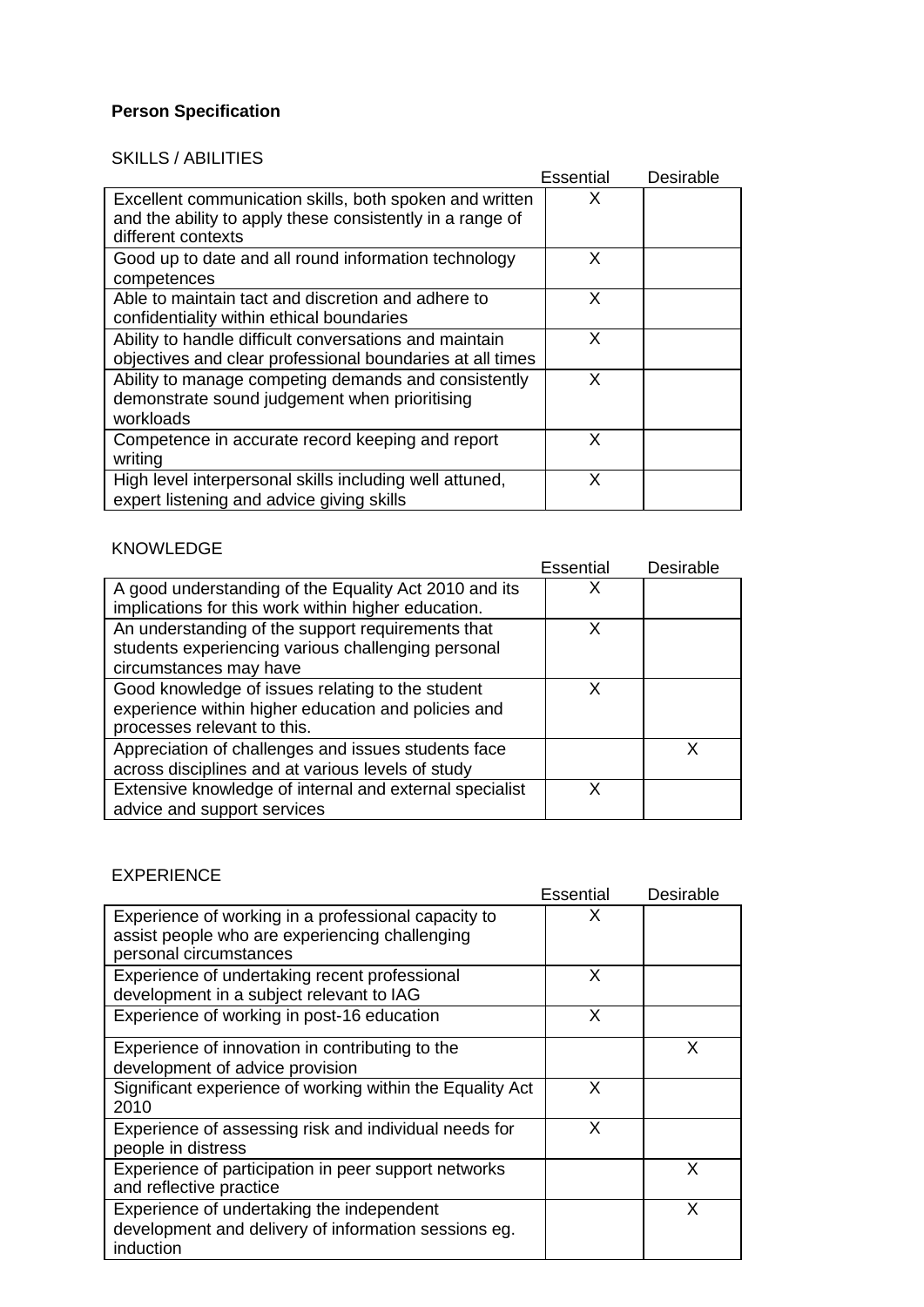**Person Specification**

SKILLS / ABILITIES

| | Essential | Desirable |
|---|---|---|
| Excellent communication skills, both spoken and written and the ability to apply these consistently in a range of different contexts | X | |
| Good up to date and all round information technology competences | X | |
| Able to maintain tact and discretion and adhere to confidentiality within ethical boundaries | X | |
| Ability to handle difficult conversations and maintain objectives and clear professional boundaries at all times | X | |
| Ability to manage competing demands and consistently demonstrate sound judgement when prioritising workloads | X | |
| Competence in accurate record keeping and report writing | X | |
| High level interpersonal skills including well attuned, expert listening and advice giving skills | X | |

KNOWLEDGE

| | Essential | Desirable |
|---|---|---|
| A good understanding of the Equality Act 2010 and its implications for this work within higher education. | X | |
| An understanding of the support requirements that students experiencing various challenging personal circumstances may have | X | |
| Good knowledge of issues relating to the student experience within higher education and policies and processes relevant to this. | X | |
| Appreciation of challenges and issues students face across disciplines and at various levels of study | | X |
| Extensive knowledge of internal and external specialist advice and support services | X | |

EXPERIENCE

| | Essential | Desirable |
|---|---|---|
| Experience of working in a professional capacity to assist people who are experiencing challenging personal circumstances | X | |
| Experience of undertaking recent professional development in a subject relevant to IAG | X | |
| Experience of working in post-16 education | X | |
| Experience of innovation in contributing to the development of advice provision | | X |
| Significant experience of working within the Equality Act 2010 | X | |
| Experience of assessing risk and individual needs for people in distress | X | |
| Experience of participation in peer support networks and reflective practice | | X |
| Experience of undertaking the independent development and delivery of information sessions eg. induction | | X |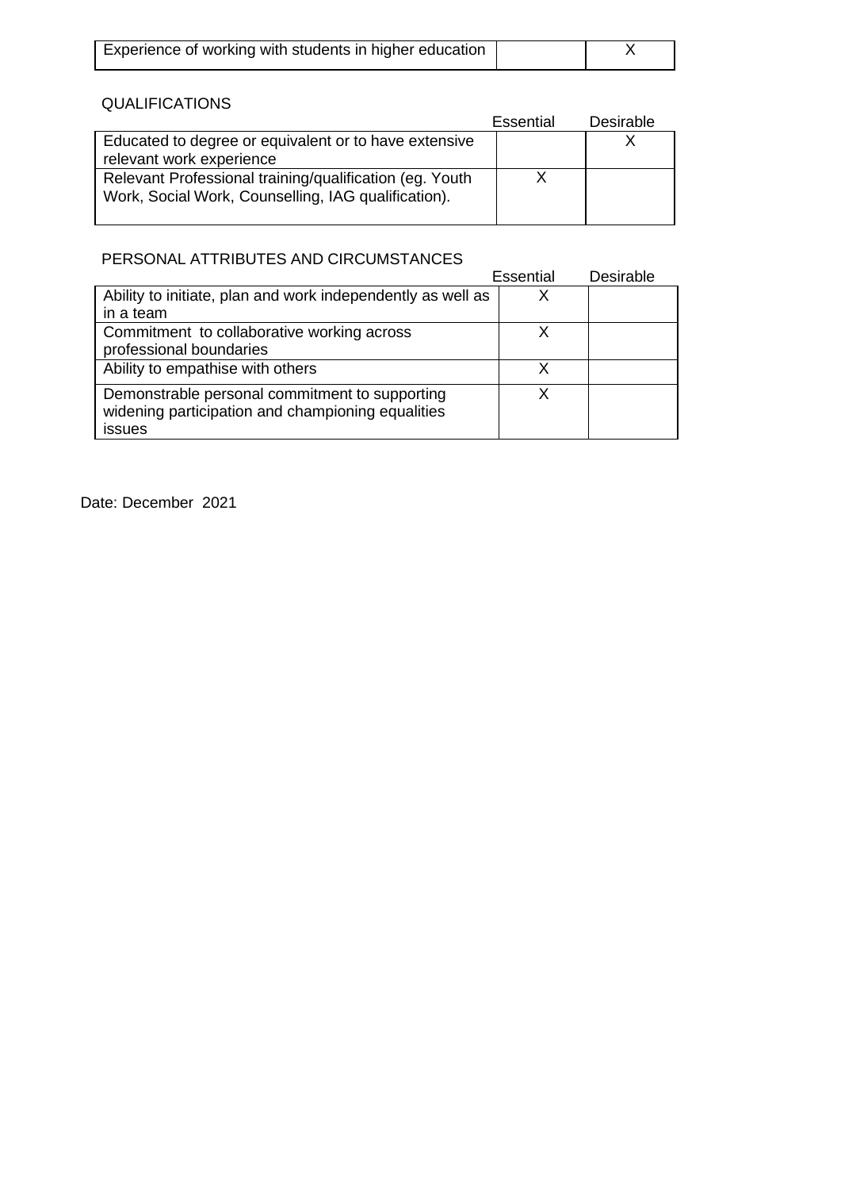| | | |
|---|---|---|
| Experience of working with students in higher education | | X |

QUALIFICATIONS

| | Essential | Desirable |
|---|---|---|
| Educated to degree or equivalent or to have extensive relevant work experience | | X |
| Relevant Professional training/qualification (eg. Youth Work, Social Work, Counselling, IAG qualification). | X | |

PERSONAL ATTRIBUTES AND CIRCUMSTANCES

| | Essential | Desirable |
|---|---|---|
| Ability to initiate, plan and work independently as well as in a team | X | |
| Commitment to collaborative working across professional boundaries | X | |
| Ability to empathise with others | X | |
| Demonstrable personal commitment to supporting widening participation and championing equalities issues | X | |

Date: December 2021